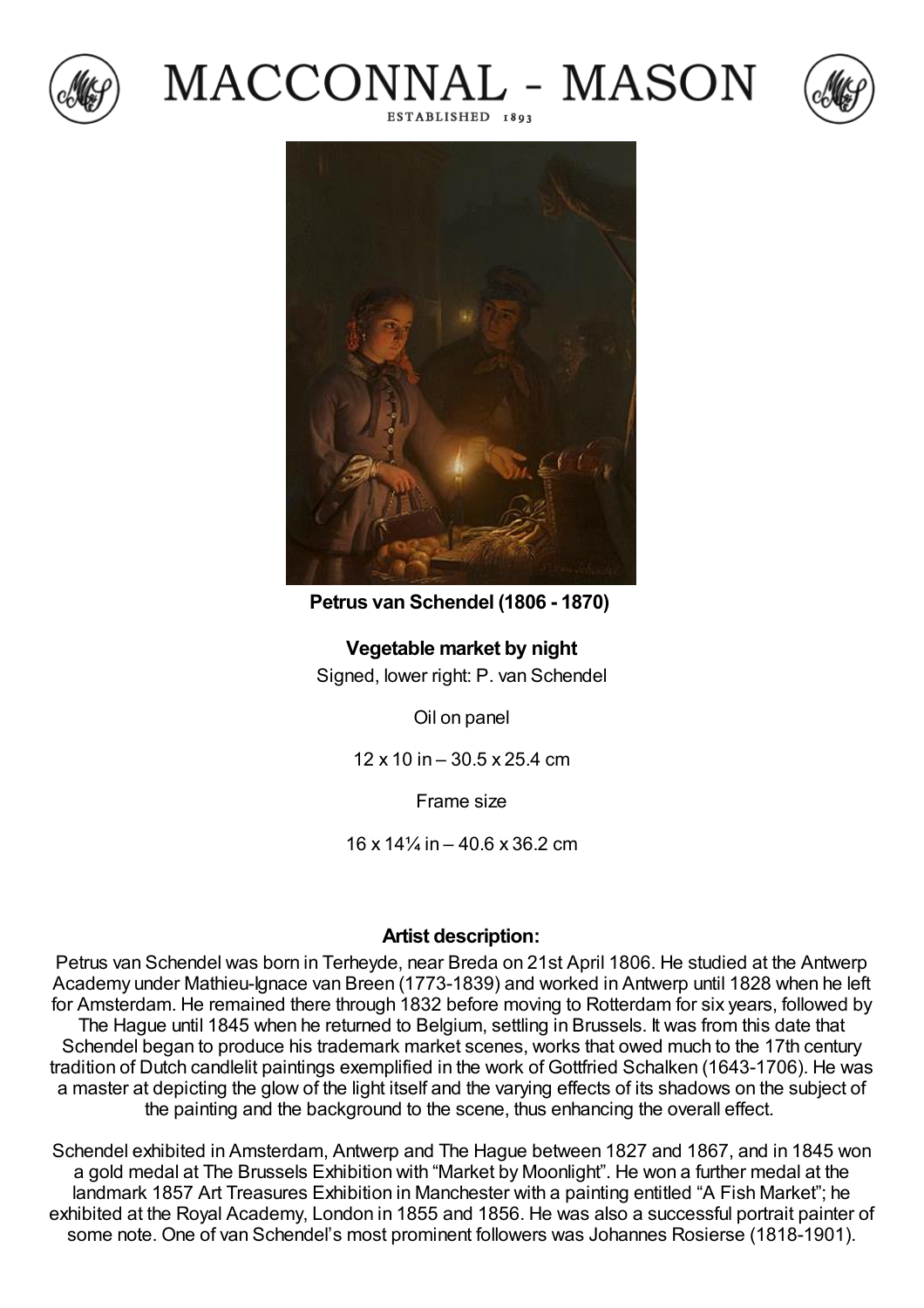# MACCONNAL - MASON

ESTABLISHED 1893

**Petrus van Schendel (1806 - 1870)**

**Vegetable market by night**

Signed, lower right: P. van Schendel

Oil on panel

12 x 10 in – 30.5 x 25.4 cm

Frame size

16 x 14¼ in – 40.6 x 36.2 cm

**Artist description:**

Petrus van Schendel was born in Terheyde, near Breda on 21st April 1806. He studied at the Antwerp Academy under Mathieu-Ignace van Breen (1773-1839) and worked in Antwerp until 1828 when he left for Amsterdam. He remained there through 1832 before moving to Rotterdam for six years, followed by The Hague until 1845 when he returned to Belgium, settling in Brussels. It was from this date that Schendel began to produce his trademark market scenes, works that owed much to the 17th century tradition of Dutch candlelit paintings exemplified in the work of Gottfried Schalken (1643-1706). He was a master at depicting the glow of the light itself and the varying effects of its shadows on the subject of the painting and the background to the scene, thus enhancing the overall effect.

Schendel exhibited in Amsterdam, Antwerp and The Hague between 1827 and 1867, and in 1845 won a gold medal at The Brussels Exhibition with "Market by Moonlight". He won a further medal at the landmark 1857 Art Treasures Exhibition in Manchester with a painting entitled "A Fish Market"; he exhibited at the Royal Academy, London in 1855 and 1856. He was also a successful portrait painter of some note. One of van Schendel's most prominent followers was Johannes Rosierse (1818-1901).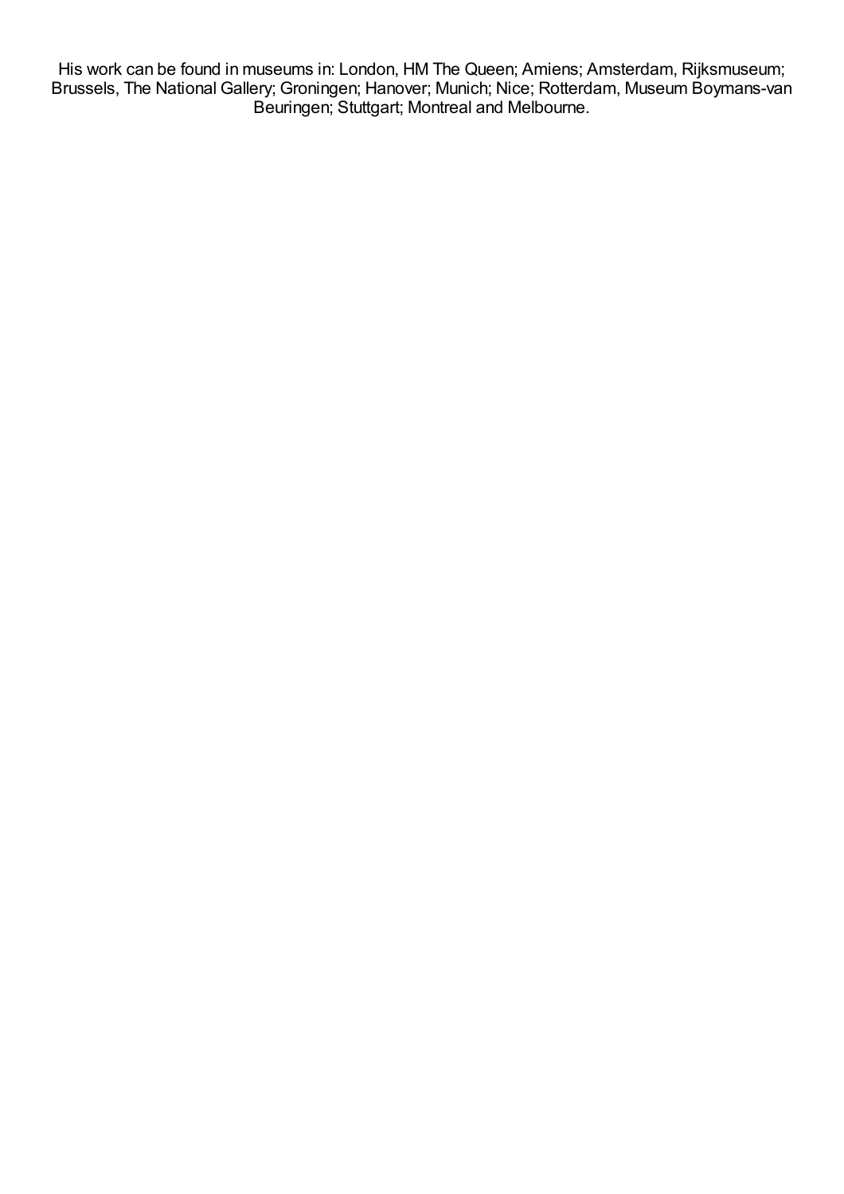His work can be found in museums in: London, HM The Queen; Amiens; Amsterdam, Rijksmuseum; Brussels, The National Gallery; Groningen; Hanover; Munich; Nice; Rotterdam, Museum Boymans-van Beuringen; Stuttgart; Montreal and Melbourne.